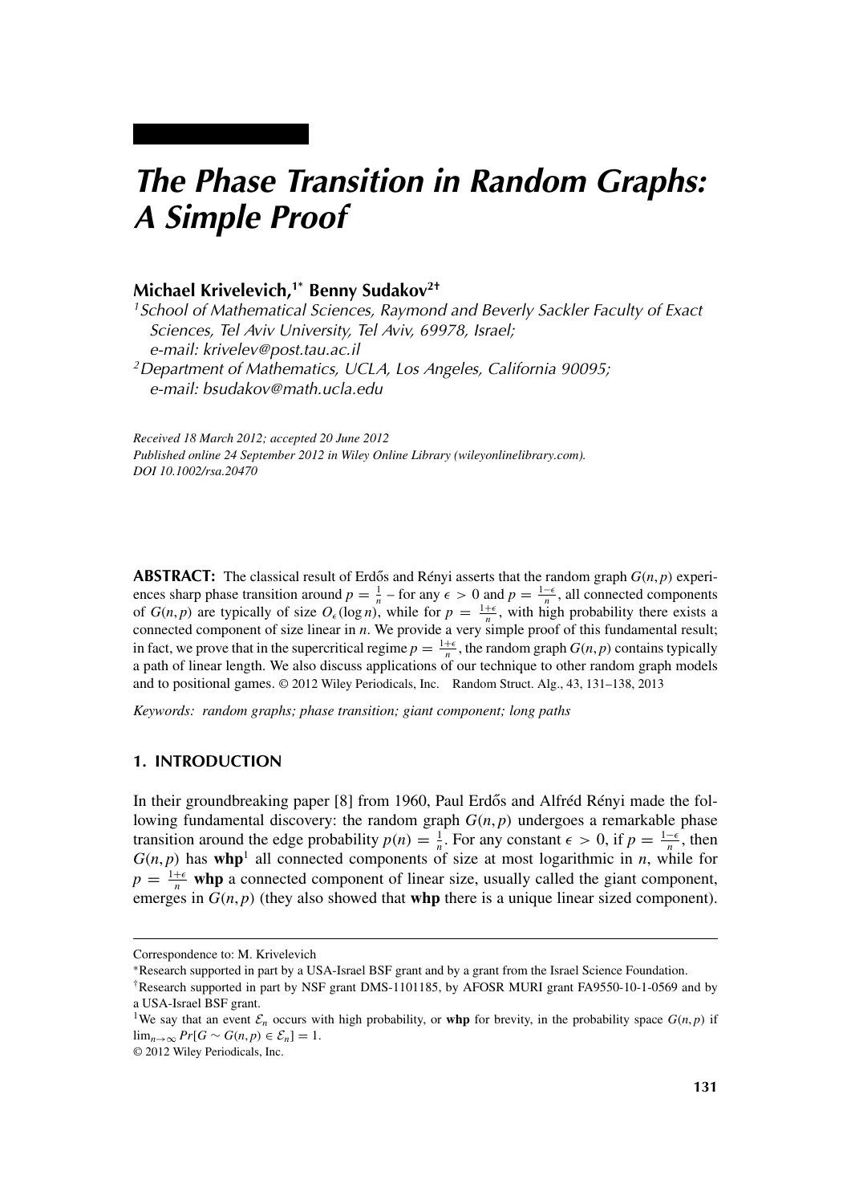# *The Phase Transition in Random Graphs: A Simple Proof*

**Michael Krivelevich,[1*] Benny Sudakov[2†]**

[1] *School of Mathematical Sciences, Raymond and Beverly Sackler Faculty of Exact Sciences, Tel Aviv University, Tel Aviv, 69978, Israel; e-mail: krivelev@post.tau.ac.il*

[2] *Department of Mathematics, UCLA, Los Angeles, California 90095; e-mail: bsudakov@math.ucla.edu*

*Received 18 March 2012; accepted 20 June 2012*
*Published online 24 September 2012 in Wiley Online Library (wileyonlinelibrary.com).*
*DOI 10.1002/rsa.20470*

**ABSTRACT:** The classical result of Erdős and Rényi asserts that the random graph $G(n,p)$ experiences sharp phase transition around $p = \frac{1}{n}$ – for any $\epsilon > 0$ and $p = \frac{1-\epsilon}{n}$, all connected components of $G(n,p)$ are typically of size $O_\epsilon(\log n)$, while for $p = \frac{1+\epsilon}{n}$, with high probability there exists a connected component of size linear in $n$. We provide a very simple proof of this fundamental result; in fact, we prove that in the supercritical regime $p = \frac{1+\epsilon}{n}$, the random graph $G(n,p)$ contains typically a path of linear length. We also discuss applications of our technique to other random graph models and to positional games. © 2012 Wiley Periodicals, Inc. Random Struct. Alg., 43, 131–138, 2013

*Keywords: random graphs; phase transition; giant component; long paths*

## 1. INTRODUCTION

In their groundbreaking paper [8] from 1960, Paul Erdős and Alfréd Rényi made the following fundamental discovery: the random graph $G(n,p)$ undergoes a remarkable phase transition around the edge probability $p(n) = \frac{1}{n}$. For any constant $\epsilon > 0$, if $p = \frac{1-\epsilon}{n}$, then $G(n,p)$ has **whp**[1] all connected components of size at most logarithmic in $n$, while for $p = \frac{1+\epsilon}{n}$ **whp** a connected component of linear size, usually called the giant component, emerges in $G(n,p)$ (they also showed that **whp** there is a unique linear sized component).

---

Correspondence to: M. Krivelevich

*Research supported in part by a USA-Israel BSF grant and by a grant from the Israel Science Foundation.

†Research supported in part by NSF grant DMS-1101185, by AFOSR MURI grant FA9550-10-1-0569 and by a USA-Israel BSF grant.

[1] We say that an event $\mathcal{E}_n$ occurs with high probability, or **whp** for brevity, in the probability space $G(n,p)$ if $\lim_{n\to\infty} Pr[G \sim G(n,p) \in \mathcal{E}_n] = 1$.

© 2012 Wiley Periodicals, Inc.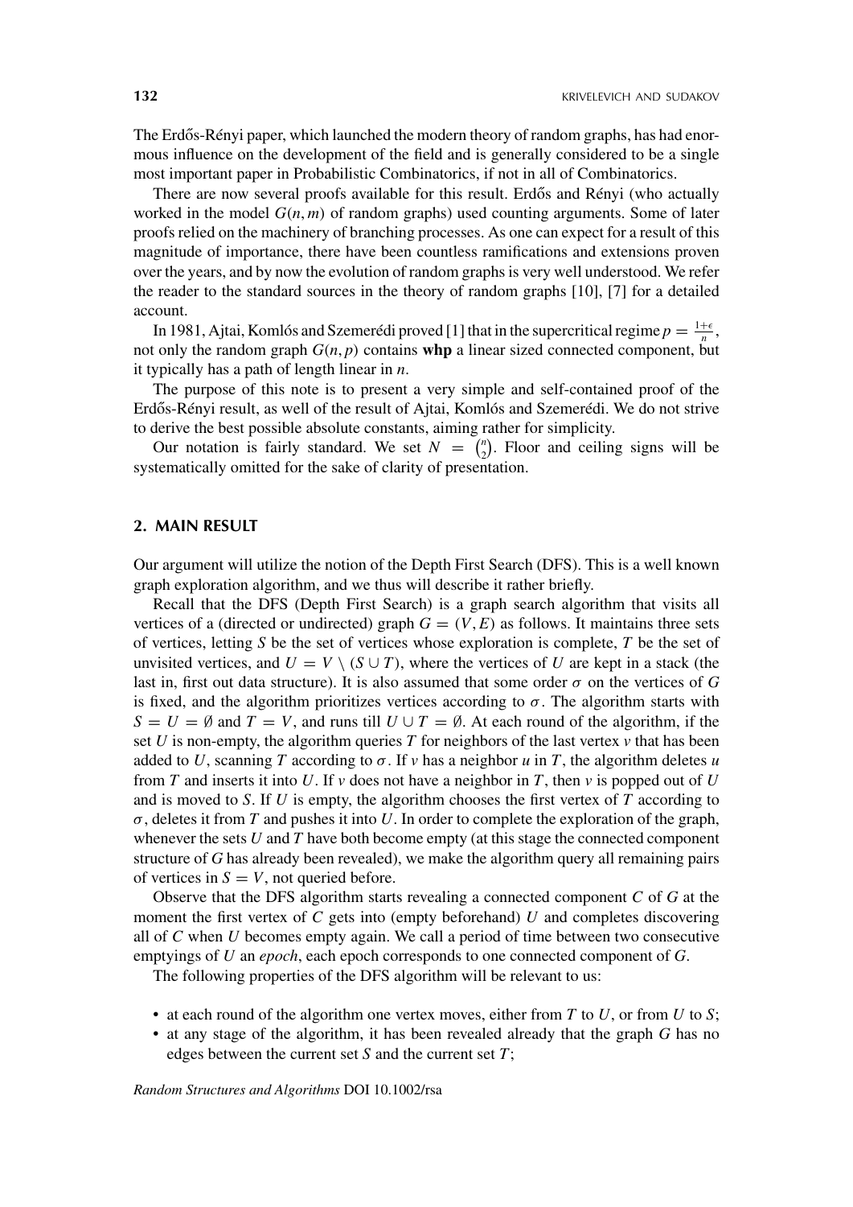The Erdős-Rényi paper, which launched the modern theory of random graphs, has had enormous influence on the development of the field and is generally considered to be a single most important paper in Probabilistic Combinatorics, if not in all of Combinatorics.

There are now several proofs available for this result. Erdős and Rényi (who actually worked in the model $G(n,m)$ of random graphs) used counting arguments. Some of later proofs relied on the machinery of branching processes. As one can expect for a result of this magnitude of importance, there have been countless ramifications and extensions proven over the years, and by now the evolution of random graphs is very well understood. We refer the reader to the standard sources in the theory of random graphs [10], [7] for a detailed account.

In 1981, Ajtai, Komlós and Szemerédi proved [1] that in the supercritical regime $p = \frac{1+\epsilon}{n}$, not only the random graph $G(n,p)$ contains **whp** a linear sized connected component, but it typically has a path of length linear in $n$.

The purpose of this note is to present a very simple and self-contained proof of the Erdős-Rényi result, as well of the result of Ajtai, Komlós and Szemerédi. We do not strive to derive the best possible absolute constants, aiming rather for simplicity.

Our notation is fairly standard. We set $N = \binom{n}{2}$. Floor and ceiling signs will be systematically omitted for the sake of clarity of presentation.

## 2. MAIN RESULT

Our argument will utilize the notion of the Depth First Search (DFS). This is a well known graph exploration algorithm, and we thus will describe it rather briefly.

Recall that the DFS (Depth First Search) is a graph search algorithm that visits all vertices of a (directed or undirected) graph $G = (V, E)$ as follows. It maintains three sets of vertices, letting $S$ be the set of vertices whose exploration is complete, $T$ be the set of unvisited vertices, and $U = V \setminus (S \cup T)$, where the vertices of $U$ are kept in a stack (the last in, first out data structure). It is also assumed that some order $\sigma$ on the vertices of $G$ is fixed, and the algorithm prioritizes vertices according to $\sigma$. The algorithm starts with $S = U = \emptyset$ and $T = V$, and runs till $U \cup T = \emptyset$. At each round of the algorithm, if the set $U$ is non-empty, the algorithm queries $T$ for neighbors of the last vertex $v$ that has been added to $U$, scanning $T$ according to $\sigma$. If $v$ has a neighbor $u$ in $T$, the algorithm deletes $u$ from $T$ and inserts it into $U$. If $v$ does not have a neighbor in $T$, then $v$ is popped out of $U$ and is moved to $S$. If $U$ is empty, the algorithm chooses the first vertex of $T$ according to $\sigma$, deletes it from $T$ and pushes it into $U$. In order to complete the exploration of the graph, whenever the sets $U$ and $T$ have both become empty (at this stage the connected component structure of $G$ has already been revealed), we make the algorithm query all remaining pairs of vertices in $S = V$, not queried before.

Observe that the DFS algorithm starts revealing a connected component $C$ of $G$ at the moment the first vertex of $C$ gets into (empty beforehand) $U$ and completes discovering all of $C$ when $U$ becomes empty again. We call a period of time between two consecutive emptyings of $U$ an *epoch*, each epoch corresponds to one connected component of $G$.

The following properties of the DFS algorithm will be relevant to us:

- at each round of the algorithm one vertex moves, either from $T$ to $U$, or from $U$ to $S$;
- at any stage of the algorithm, it has been revealed already that the graph $G$ has no edges between the current set $S$ and the current set $T$;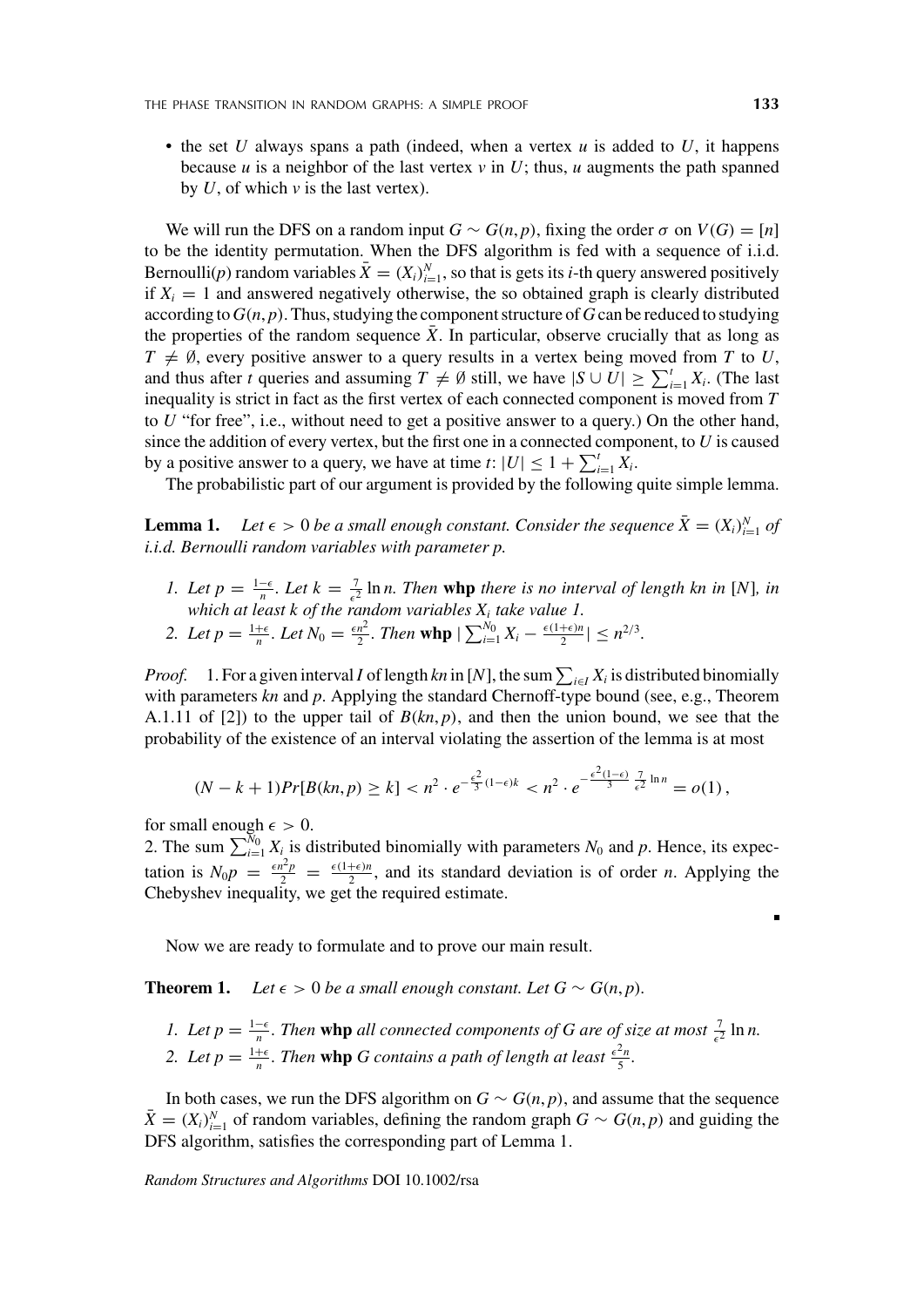- the set $U$ always spans a path (indeed, when a vertex $u$ is added to $U$, it happens because $u$ is a neighbor of the last vertex $v$ in $U$; thus, $u$ augments the path spanned by $U$, of which $v$ is the last vertex).

We will run the DFS on a random input $G \sim G(n,p)$, fixing the order $\sigma$ on $V(G) = [n]$ to be the identity permutation. When the DFS algorithm is fed with a sequence of i.i.d. Bernoulli($p$) random variables $\bar{X} = (X_i)_{i=1}^N$, so that is gets its $i$-th query answered positively if $X_i = 1$ and answered negatively otherwise, the so obtained graph is clearly distributed according to $G(n,p)$. Thus, studying the component structure of $G$ can be reduced to studying the properties of the random sequence $\bar{X}$. In particular, observe crucially that as long as $T \neq \emptyset$, every positive answer to a query results in a vertex being moved from $T$ to $U$, and thus after $t$ queries and assuming $T \neq \emptyset$ still, we have $|S \cup U| \geq \sum_{i=1}^{t} X_i$. (The last inequality is strict in fact as the first vertex of each connected component is moved from $T$ to $U$ "for free", i.e., without need to get a positive answer to a query.) On the other hand, since the addition of every vertex, but the first one in a connected component, to $U$ is caused by a positive answer to a query, we have at time $t$: $|U| \leq 1 + \sum_{i=1}^{t} X_i$.

The probabilistic part of our argument is provided by the following quite simple lemma.

**Lemma 1.** *Let $\epsilon > 0$ be a small enough constant. Consider the sequence $\bar{X} = (X_i)_{i=1}^N$ of i.i.d. Bernoulli random variables with parameter $p$.*

1. *Let $p = \frac{1-\epsilon}{n}$. Let $k = \frac{7}{\epsilon^2} \ln n$. Then* **whp** *there is no interval of length $kn$ in $[N]$, in which at least $k$ of the random variables $X_i$ take value 1.*
2. *Let $p = \frac{1+\epsilon}{n}$. Let $N_0 = \frac{\epsilon n^2}{2}$. Then* **whp** $|\sum_{i=1}^{N_0} X_i - \frac{\epsilon(1+\epsilon)n}{2}| \leq n^{2/3}$.

*Proof.* 1. For a given interval $I$ of length $kn$ in $[N]$, the sum $\sum_{i \in I} X_i$ is distributed binomially with parameters $kn$ and $p$. Applying the standard Chernoff-type bound (see, e.g., Theorem A.1.11 of [2]) to the upper tail of $B(kn,p)$, and then the union bound, we see that the probability of the existence of an interval violating the assertion of the lemma is at most

$$(N-k+1)Pr[B(kn,p) \geq k] < n^2 \cdot e^{-\frac{\epsilon^2}{3}(1-\epsilon)k} < n^2 \cdot e^{-\frac{\epsilon^2(1-\epsilon)}{3}\frac{7}{\epsilon^2}\ln n} = o(1),$$

for small enough $\epsilon > 0$.

2. The sum $\sum_{i=1}^{N_0} X_i$ is distributed binomially with parameters $N_0$ and $p$. Hence, its expectation is $N_0 p = \frac{\epsilon n^2 p}{2} = \frac{\epsilon(1+\epsilon)n}{2}$, and its standard deviation is of order $n$. Applying the Chebyshev inequality, we get the required estimate. ∎

Now we are ready to formulate and to prove our main result.

**Theorem 1.** *Let $\epsilon > 0$ be a small enough constant. Let $G \sim G(n,p)$.*

1. *Let $p = \frac{1-\epsilon}{n}$. Then* **whp** *all connected components of $G$ are of size at most $\frac{7}{\epsilon^2} \ln n$.*
2. *Let $p = \frac{1+\epsilon}{n}$. Then* **whp** *$G$ contains a path of length at least $\frac{\epsilon^2 n}{5}$.*

In both cases, we run the DFS algorithm on $G \sim G(n,p)$, and assume that the sequence $\bar{X} = (X_i)_{i=1}^N$ of random variables, defining the random graph $G \sim G(n,p)$ and guiding the DFS algorithm, satisfies the corresponding part of Lemma 1.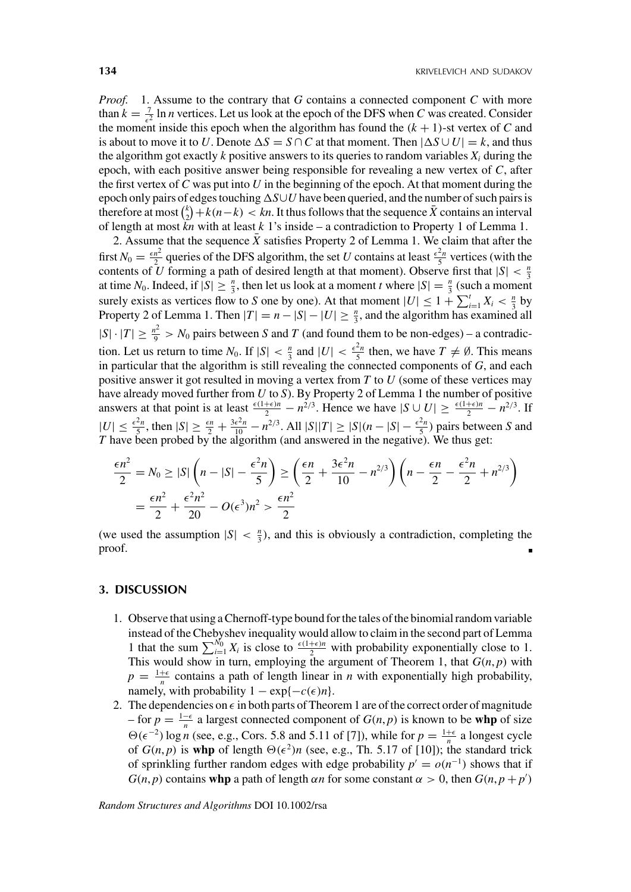*Proof.* 1. Assume to the contrary that $G$ contains a connected component $C$ with more than $k = \frac{7}{\epsilon^2} \ln n$ vertices. Let us look at the epoch of the DFS when $C$ was created. Consider the moment inside this epoch when the algorithm has found the $(k+1)$-st vertex of $C$ and is about to move it to $U$. Denote $\Delta S = S \cap C$ at that moment. Then $|\Delta S \cup U| = k$, and thus the algorithm got exactly $k$ positive answers to its queries to random variables $X_i$ during the epoch, with each positive answer being responsible for revealing a new vertex of $C$, after the first vertex of $C$ was put into $U$ in the beginning of the epoch. At that moment during the epoch only pairs of edges touching $\Delta S \cup U$ have been queried, and the number of such pairs is therefore at most $\binom{k}{2} + k(n-k) < kn$. It thus follows that the sequence $\bar{X}$ contains an interval of length at most $kn$ with at least $k$ 1's inside – a contradiction to Property 1 of Lemma 1.

2. Assume that the sequence $\bar{X}$ satisfies Property 2 of Lemma 1. We claim that after the first $N_0 = \frac{\epsilon n^2}{2}$ queries of the DFS algorithm, the set $U$ contains at least $\frac{\epsilon^2 n}{5}$ vertices (with the contents of $U$ forming a path of desired length at that moment). Observe first that $|S| < \frac{n}{3}$ at time $N_0$. Indeed, if $|S| \geq \frac{n}{3}$, then let us look at a moment $t$ where $|S| = \frac{n}{3}$ (such a moment surely exists as vertices flow to $S$ one by one). At that moment $|U| \leq 1 + \sum_{i=1}^{t} X_i < \frac{n}{3}$ by Property 2 of Lemma 1. Then $|T| = n - |S| - |U| \geq \frac{n}{3}$, and the algorithm has examined all $|S| \cdot |T| \geq \frac{n^2}{9} > N_0$ pairs between $S$ and $T$ (and found them to be non-edges) – a contradiction. Let us return to time $N_0$. If $|S| < \frac{n}{3}$ and $|U| < \frac{\epsilon^2 n}{5}$ then, we have $T \neq \emptyset$. This means in particular that the algorithm is still revealing the connected components of $G$, and each positive answer it got resulted in moving a vertex from $T$ to $U$ (some of these vertices may have already moved further from $U$ to $S$). By Property 2 of Lemma 1 the number of positive answers at that point is at least $\frac{\epsilon(1+\epsilon)n}{2} - n^{2/3}$. Hence we have $|S \cup U| \geq \frac{\epsilon(1+\epsilon)n}{2} - n^{2/3}$. If $|U| \leq \frac{\epsilon^2 n}{5}$, then $|S| \geq \frac{\epsilon n}{2} + \frac{3\epsilon^2 n}{10} - n^{2/3}$. All $|S||T| \geq |S|(n - |S| - \frac{\epsilon^2 n}{5})$ pairs between $S$ and $T$ have been probed by the algorithm (and answered in the negative). We thus get:

$$
\frac{\epsilon n^2}{2} = N_0 \geq |S| \left( n - |S| - \frac{\epsilon^2 n}{5} \right) \geq \left( \frac{\epsilon n}{2} + \frac{3\epsilon^2 n}{10} - n^{2/3} \right) \left( n - \frac{\epsilon n}{2} - \frac{\epsilon^2 n}{2} + n^{2/3} \right)
$$

$$
= \frac{\epsilon n^2}{2} + \frac{\epsilon^2 n^2}{20} - O(\epsilon^3) n^2 > \frac{\epsilon n^2}{2}
$$

(we used the assumption $|S| < \frac{n}{3}$), and this is obviously a contradiction, completing the proof. ∎

## 3. DISCUSSION

1. Observe that using a Chernoff-type bound for the tales of the binomial random variable instead of the Chebyshev inequality would allow to claim in the second part of Lemma 1 that the sum $\sum_{i=1}^{N_0} X_i$ is close to $\frac{\epsilon(1+\epsilon)n}{2}$ with probability exponentially close to 1. This would show in turn, employing the argument of Theorem 1, that $G(n,p)$ with $p = \frac{1+\epsilon}{n}$ contains a path of length linear in $n$ with exponentially high probability, namely, with probability $1 - \exp\{-c(\epsilon)n\}$.
2. The dependencies on $\epsilon$ in both parts of Theorem 1 are of the correct order of magnitude – for $p = \frac{1-\epsilon}{n}$ a largest connected component of $G(n,p)$ is known to be **whp** of size $\Theta(\epsilon^{-2}) \log n$ (see, e.g., Cors. 5.8 and 5.11 of [7]), while for $p = \frac{1+\epsilon}{n}$ a longest cycle of $G(n,p)$ is **whp** of length $\Theta(\epsilon^2)n$ (see, e.g., Th. 5.17 of [10]); the standard trick of sprinkling further random edges with edge probability $p' = o(n^{-1})$ shows that if $G(n,p)$ contains **whp** a path of length $\alpha n$ for some constant $\alpha > 0$, then $G(n, p + p')$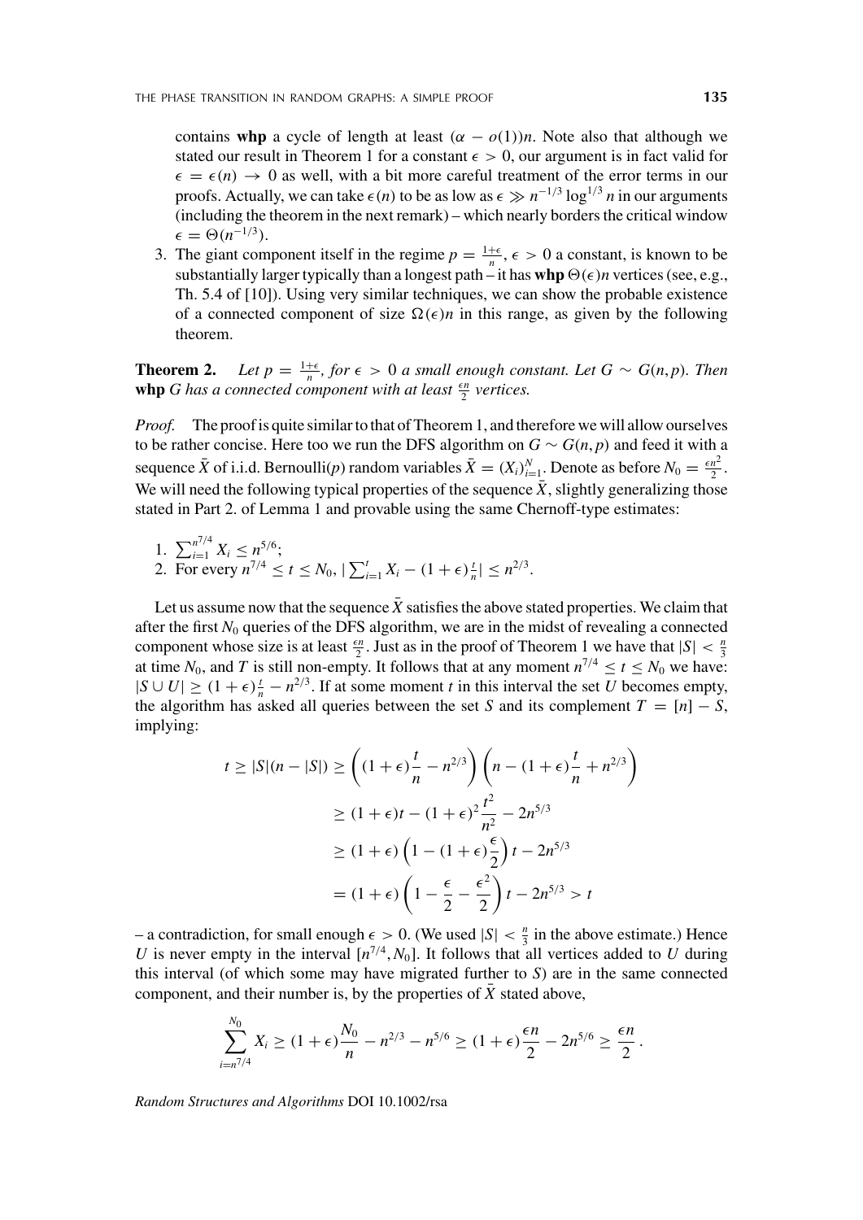contains **whp** a cycle of length at least $(\alpha - o(1))n$. Note also that although we stated our result in Theorem 1 for a constant $\epsilon > 0$, our argument is in fact valid for $\epsilon = \epsilon(n) \to 0$ as well, with a bit more careful treatment of the error terms in our proofs. Actually, we can take $\epsilon(n)$ to be as low as $\epsilon \gg n^{-1/3} \log^{1/3} n$ in our arguments (including the theorem in the next remark) – which nearly borders the critical window $\epsilon = \Theta(n^{-1/3})$.

3. The giant component itself in the regime $p = \frac{1+\epsilon}{n}$, $\epsilon > 0$ a constant, is known to be substantially larger typically than a longest path – it has **whp** $\Theta(\epsilon)n$ vertices (see, e.g., Th. 5.4 of [10]). Using very similar techniques, we can show the probable existence of a connected component of size $\Omega(\epsilon)n$ in this range, as given by the following theorem.

**Theorem 2.** *Let $p = \frac{1+\epsilon}{n}$, for $\epsilon > 0$ a small enough constant. Let $G \sim G(n,p)$. Then* **whp** *$G$ has a connected component with at least $\frac{\epsilon n}{2}$ vertices.*

*Proof.* The proof is quite similar to that of Theorem 1, and therefore we will allow ourselves to be rather concise. Here too we run the DFS algorithm on $G \sim G(n,p)$ and feed it with a sequence $\bar{X}$ of i.i.d. Bernoulli($p$) random variables $\bar{X} = (X_i)_{i=1}^N$. Denote as before $N_0 = \frac{\epsilon n^2}{2}$. We will need the following typical properties of the sequence $\bar{X}$, slightly generalizing those stated in Part 2. of Lemma 1 and provable using the same Chernoff-type estimates:

1. $\sum_{i=1}^{n^{7/4}} X_i \leq n^{5/6}$;
2. For every $n^{7/4} \leq t \leq N_0$, $|\sum_{i=1}^{t} X_i - (1+\epsilon)\frac{t}{n}| \leq n^{2/3}$.

Let us assume now that the sequence $\bar{X}$ satisfies the above stated properties. We claim that after the first $N_0$ queries of the DFS algorithm, we are in the midst of revealing a connected component whose size is at least $\frac{\epsilon n}{2}$. Just as in the proof of Theorem 1 we have that $|S| < \frac{n}{3}$ at time $N_0$, and $T$ is still non-empty. It follows that at any moment $n^{7/4} \leq t \leq N_0$ we have: $|S \cup U| \geq (1+\epsilon)\frac{t}{n} - n^{2/3}$. If at some moment $t$ in this interval the set $U$ becomes empty, the algorithm has asked all queries between the set $S$ and its complement $T = [n] - S$, implying:

$$
\begin{aligned}
t \geq |S|(n - |S|) &\geq \left((1+\epsilon)\frac{t}{n} - n^{2/3}\right)\left(n - (1+\epsilon)\frac{t}{n} + n^{2/3}\right) \\
&\geq (1+\epsilon)t - (1+\epsilon)^2 \frac{t^2}{n^2} - 2n^{5/3} \\
&\geq (1+\epsilon)\left(1 - (1+\epsilon)\frac{\epsilon}{2}\right)t - 2n^{5/3} \\
&= (1+\epsilon)\left(1 - \frac{\epsilon}{2} - \frac{\epsilon^2}{2}\right)t - 2n^{5/3} > t
\end{aligned}
$$

– a contradiction, for small enough $\epsilon > 0$. (We used $|S| < \frac{n}{3}$ in the above estimate.) Hence $U$ is never empty in the interval $[n^{7/4}, N_0]$. It follows that all vertices added to $U$ during this interval (of which some may have migrated further to $S$) are in the same connected component, and their number is, by the properties of $\bar{X}$ stated above,

$$
\sum_{i=n^{7/4}}^{N_0} X_i \geq (1+\epsilon)\frac{N_0}{n} - n^{2/3} - n^{5/6} \geq (1+\epsilon)\frac{\epsilon n}{2} - 2n^{5/6} \geq \frac{\epsilon n}{2}\,.
$$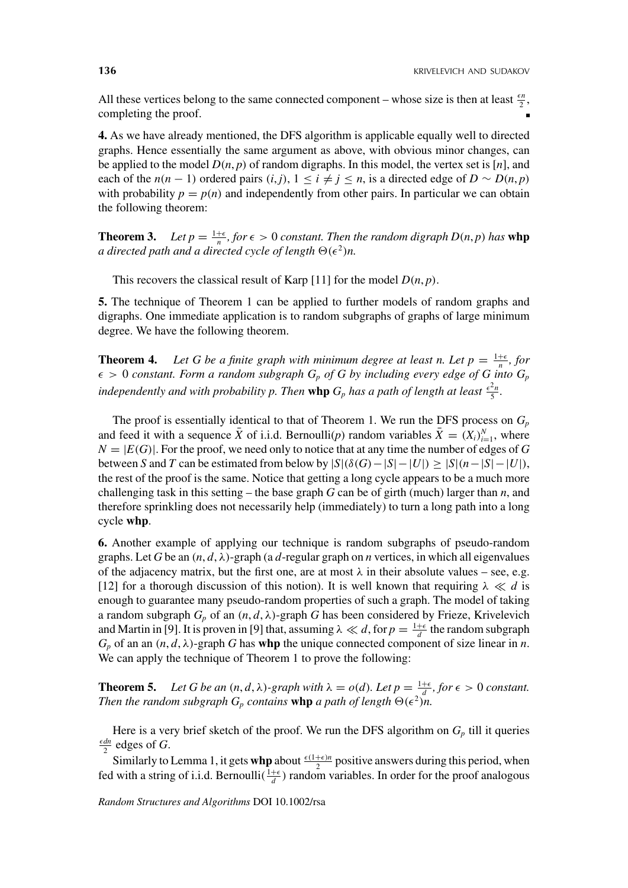All these vertices belong to the same connected component – whose size is then at least $\frac{\epsilon n}{2}$, completing the proof. ∎

**4.** As we have already mentioned, the DFS algorithm is applicable equally well to directed graphs. Hence essentially the same argument as above, with obvious minor changes, can be applied to the model $D(n,p)$ of random digraphs. In this model, the vertex set is $[n]$, and each of the $n(n-1)$ ordered pairs $(i,j)$, $1 \le i \ne j \le n$, is a directed edge of $D \sim D(n,p)$ with probability $p = p(n)$ and independently from other pairs. In particular we can obtain the following theorem:

**Theorem 3.** *Let $p = \frac{1+\epsilon}{n}$, for $\epsilon > 0$ constant. Then the random digraph $D(n,p)$ has* **whp** *a directed path and a directed cycle of length $\Theta(\epsilon^2)n$.*

This recovers the classical result of Karp [11] for the model $D(n,p)$.

**5.** The technique of Theorem 1 can be applied to further models of random graphs and digraphs. One immediate application is to random subgraphs of graphs of large minimum degree. We have the following theorem.

**Theorem 4.** *Let $G$ be a finite graph with minimum degree at least $n$. Let $p = \frac{1+\epsilon}{n}$, for $\epsilon > 0$ constant. Form a random subgraph $G_p$ of $G$ by including every edge of $G$ into $G_p$ independently and with probability $p$. Then* **whp** *$G_p$ has a path of length at least $\frac{\epsilon^2 n}{5}$.*

The proof is essentially identical to that of Theorem 1. We run the DFS process on $G_p$ and feed it with a sequence $\bar{X}$ of i.i.d. Bernoulli($p$) random variables $\bar{X} = (X_i)_{i=1}^N$, where $N = |E(G)|$. For the proof, we need only to notice that at any time the number of edges of $G$ between $S$ and $T$ can be estimated from below by $|S|(\delta(G) - |S| - |U|) \ge |S|(n - |S| - |U|)$, the rest of the proof is the same. Notice that getting a long cycle appears to be a much more challenging task in this setting – the base graph $G$ can be of girth (much) larger than $n$, and therefore sprinkling does not necessarily help (immediately) to turn a long path into a long cycle **whp**.

**6.** Another example of applying our technique is random subgraphs of pseudo-random graphs. Let $G$ be an $(n,d,\lambda)$-graph (a $d$-regular graph on $n$ vertices, in which all eigenvalues of the adjacency matrix, but the first one, are at most $\lambda$ in their absolute values – see, e.g. [12] for a thorough discussion of this notion). It is well known that requiring $\lambda \ll d$ is enough to guarantee many pseudo-random properties of such a graph. The model of taking a random subgraph $G_p$ of an $(n,d,\lambda)$-graph $G$ has been considered by Frieze, Krivelevich and Martin in [9]. It is proven in [9] that, assuming $\lambda \ll d$, for $p = \frac{1+\epsilon}{d}$ the random subgraph $G_p$ of an an $(n,d,\lambda)$-graph $G$ has **whp** the unique connected component of size linear in $n$. We can apply the technique of Theorem 1 to prove the following:

**Theorem 5.** *Let $G$ be an $(n,d,\lambda)$-graph with $\lambda = o(d)$. Let $p = \frac{1+\epsilon}{d}$, for $\epsilon > 0$ constant. Then the random subgraph $G_p$ contains* **whp** *a path of length $\Theta(\epsilon^2)n$.*

Here is a very brief sketch of the proof. We run the DFS algorithm on $G_p$ till it queries $\frac{\epsilon dn}{2}$ edges of $G$.

Similarly to Lemma 1, it gets **whp** about $\frac{\epsilon(1+\epsilon)n}{2}$ positive answers during this period, when fed with a string of i.i.d. Bernoulli($\frac{1+\epsilon}{d}$) random variables. In order for the proof analogous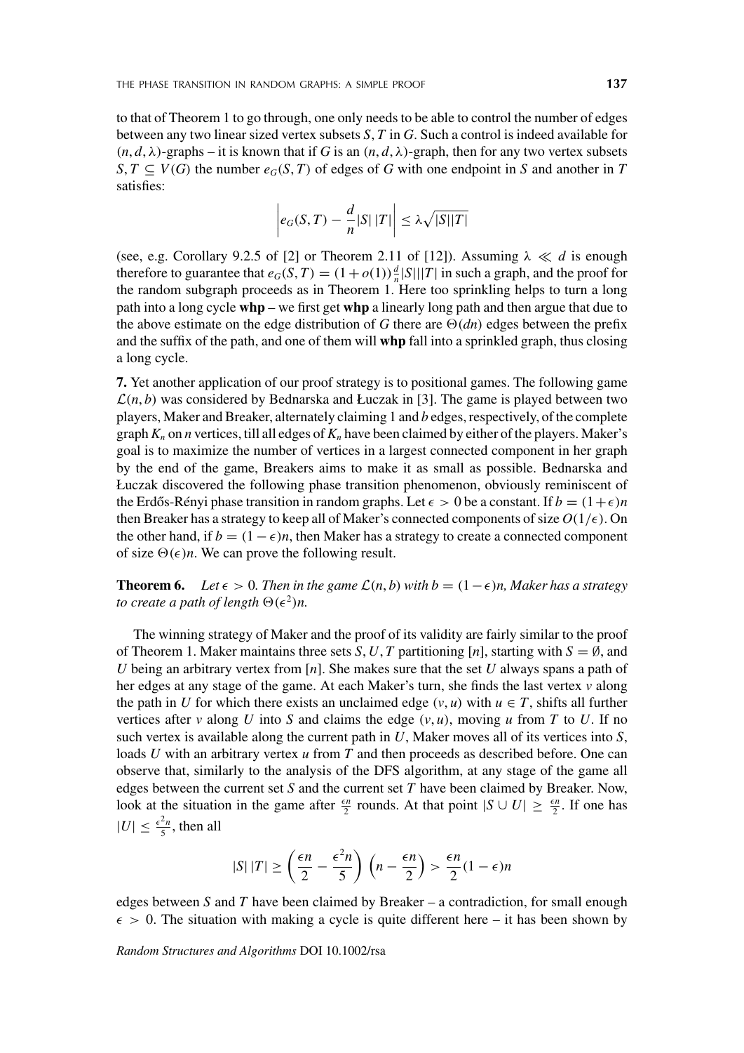to that of Theorem 1 to go through, one only needs to be able to control the number of edges between any two linear sized vertex subsets $S, T$ in $G$. Such a control is indeed available for $(n, d, \lambda)$-graphs – it is known that if $G$ is an $(n, d, \lambda)$-graph, then for any two vertex subsets $S, T \subseteq V(G)$ the number $e_G(S, T)$ of edges of $G$ with one endpoint in $S$ and another in $T$ satisfies:

$$\left| e_G(S,T) - \frac{d}{n}|S|\,|T| \right| \leq \lambda \sqrt{|S||T|}$$

(see, e.g. Corollary 9.2.5 of [2] or Theorem 2.11 of [12]). Assuming $\lambda \ll d$ is enough therefore to guarantee that $e_G(S, T) = (1 + o(1))\frac{d}{n}|S||T|$ in such a graph, and the proof for the random subgraph proceeds as in Theorem 1. Here too sprinkling helps to turn a long path into a long cycle **whp** – we first get **whp** a linearly long path and then argue that due to the above estimate on the edge distribution of $G$ there are $\Theta(dn)$ edges between the prefix and the suffix of the path, and one of them will **whp** fall into a sprinkled graph, thus closing a long cycle.

**7.** Yet another application of our proof strategy is to positional games. The following game $\mathcal{L}(n, b)$ was considered by Bednarska and Łuczak in [3]. The game is played between two players, Maker and Breaker, alternately claiming 1 and $b$ edges, respectively, of the complete graph $K_n$ on $n$ vertices, till all edges of $K_n$ have been claimed by either of the players. Maker's goal is to maximize the number of vertices in a largest connected component in her graph by the end of the game, Breakers aims to make it as small as possible. Bednarska and Łuczak discovered the following phase transition phenomenon, obviously reminiscent of the Erdős-Rényi phase transition in random graphs. Let $\epsilon > 0$ be a constant. If $b = (1+\epsilon)n$ then Breaker has a strategy to keep all of Maker's connected components of size $O(1/\epsilon)$. On the other hand, if $b = (1 - \epsilon)n$, then Maker has a strategy to create a connected component of size $\Theta(\epsilon)n$. We can prove the following result.

**Theorem 6.** *Let $\epsilon > 0$. Then in the game $\mathcal{L}(n, b)$ with $b = (1-\epsilon)n$, Maker has a strategy to create a path of length $\Theta(\epsilon^2)n$.*

The winning strategy of Maker and the proof of its validity are fairly similar to the proof of Theorem 1. Maker maintains three sets $S, U, T$ partitioning $[n]$, starting with $S = \emptyset$, and $U$ being an arbitrary vertex from $[n]$. She makes sure that the set $U$ always spans a path of her edges at any stage of the game. At each Maker's turn, she finds the last vertex $v$ along the path in $U$ for which there exists an unclaimed edge $(v, u)$ with $u \in T$, shifts all further vertices after $v$ along $U$ into $S$ and claims the edge $(v, u)$, moving $u$ from $T$ to $U$. If no such vertex is available along the current path in $U$, Maker moves all of its vertices into $S$, loads $U$ with an arbitrary vertex $u$ from $T$ and then proceeds as described before. One can observe that, similarly to the analysis of the DFS algorithm, at any stage of the game all edges between the current set $S$ and the current set $T$ have been claimed by Breaker. Now, look at the situation in the game after $\frac{\epsilon n}{2}$ rounds. At that point $|S \cup U| \geq \frac{\epsilon n}{2}$. If one has $|U| \leq \frac{\epsilon^2 n}{5}$, then all

$$|S|\,|T| \geq \left(\frac{\epsilon n}{2} - \frac{\epsilon^2 n}{5}\right)\left(n - \frac{\epsilon n}{2}\right) > \frac{\epsilon n}{2}(1 - \epsilon)n$$

edges between $S$ and $T$ have been claimed by Breaker – a contradiction, for small enough $\epsilon > 0$. The situation with making a cycle is quite different here – it has been shown by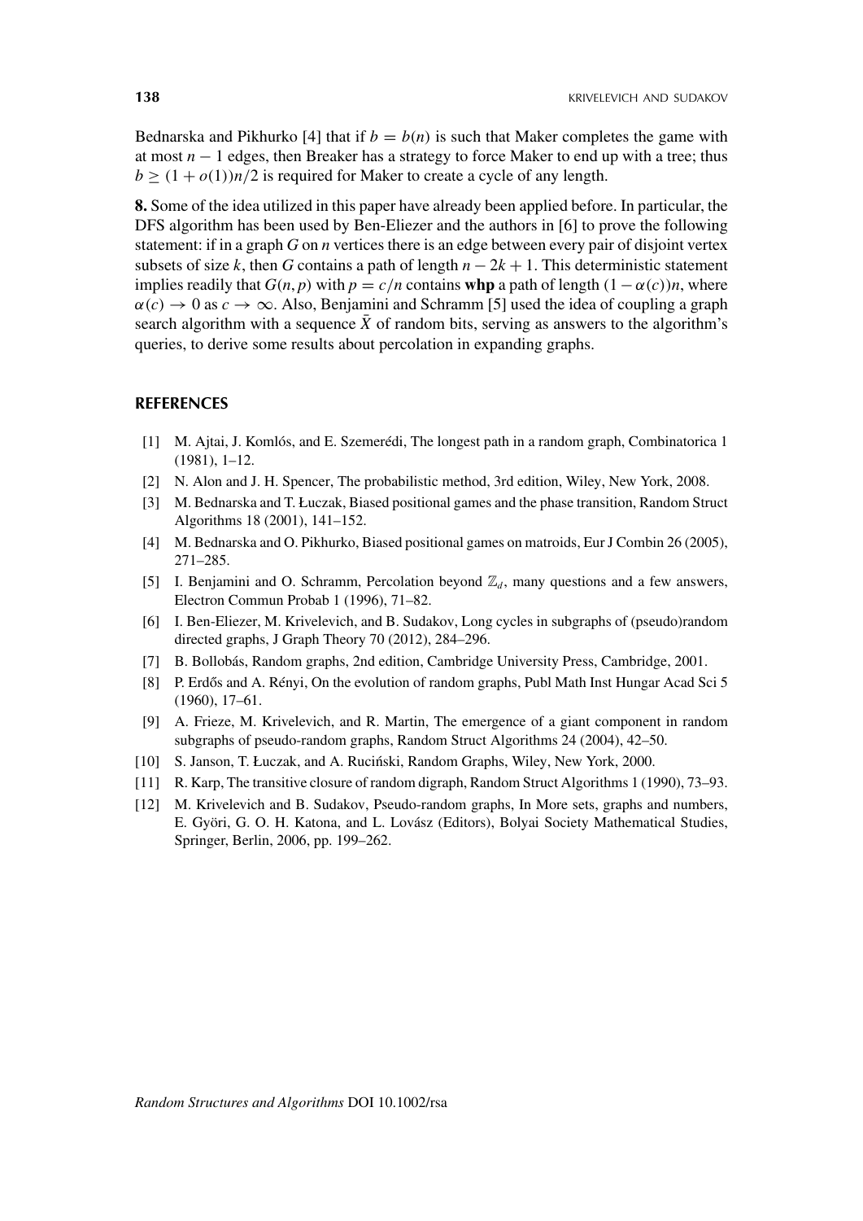Bednarska and Pikhurko [4] that if $b = b(n)$ is such that Maker completes the game with at most $n - 1$ edges, then Breaker has a strategy to force Maker to end up with a tree; thus $b \geq (1 + o(1))n/2$ is required for Maker to create a cycle of any length.

**8.** Some of the idea utilized in this paper have already been applied before. In particular, the DFS algorithm has been used by Ben-Eliezer and the authors in [6] to prove the following statement: if in a graph $G$ on $n$ vertices there is an edge between every pair of disjoint vertex subsets of size $k$, then $G$ contains a path of length $n - 2k + 1$. This deterministic statement implies readily that $G(n, p)$ with $p = c/n$ contains **whp** a path of length $(1 - \alpha(c))n$, where $\alpha(c) \to 0$ as $c \to \infty$. Also, Benjamini and Schramm [5] used the idea of coupling a graph search algorithm with a sequence $\bar{X}$ of random bits, serving as answers to the algorithm's queries, to derive some results about percolation in expanding graphs.

## REFERENCES

[1] M. Ajtai, J. Komlós, and E. Szemerédi, The longest path in a random graph, Combinatorica 1 (1981), 1–12.

[2] N. Alon and J. H. Spencer, The probabilistic method, 3rd edition, Wiley, New York, 2008.

[3] M. Bednarska and T. Łuczak, Biased positional games and the phase transition, Random Struct Algorithms 18 (2001), 141–152.

[4] M. Bednarska and O. Pikhurko, Biased positional games on matroids, Eur J Combin 26 (2005), 271–285.

[5] I. Benjamini and O. Schramm, Percolation beyond $\mathbb{Z}_d$, many questions and a few answers, Electron Commun Probab 1 (1996), 71–82.

[6] I. Ben-Eliezer, M. Krivelevich, and B. Sudakov, Long cycles in subgraphs of (pseudo)random directed graphs, J Graph Theory 70 (2012), 284–296.

[7] B. Bollobás, Random graphs, 2nd edition, Cambridge University Press, Cambridge, 2001.

[8] P. Erdős and A. Rényi, On the evolution of random graphs, Publ Math Inst Hungar Acad Sci 5 (1960), 17–61.

[9] A. Frieze, M. Krivelevich, and R. Martin, The emergence of a giant component in random subgraphs of pseudo-random graphs, Random Struct Algorithms 24 (2004), 42–50.

[10] S. Janson, T. Łuczak, and A. Ruciński, Random Graphs, Wiley, New York, 2000.

[11] R. Karp, The transitive closure of random digraph, Random Struct Algorithms 1 (1990), 73–93.

[12] M. Krivelevich and B. Sudakov, Pseudo-random graphs, In More sets, graphs and numbers, E. Györi, G. O. H. Katona, and L. Lovász (Editors), Bolyai Society Mathematical Studies, Springer, Berlin, 2006, pp. 199–262.